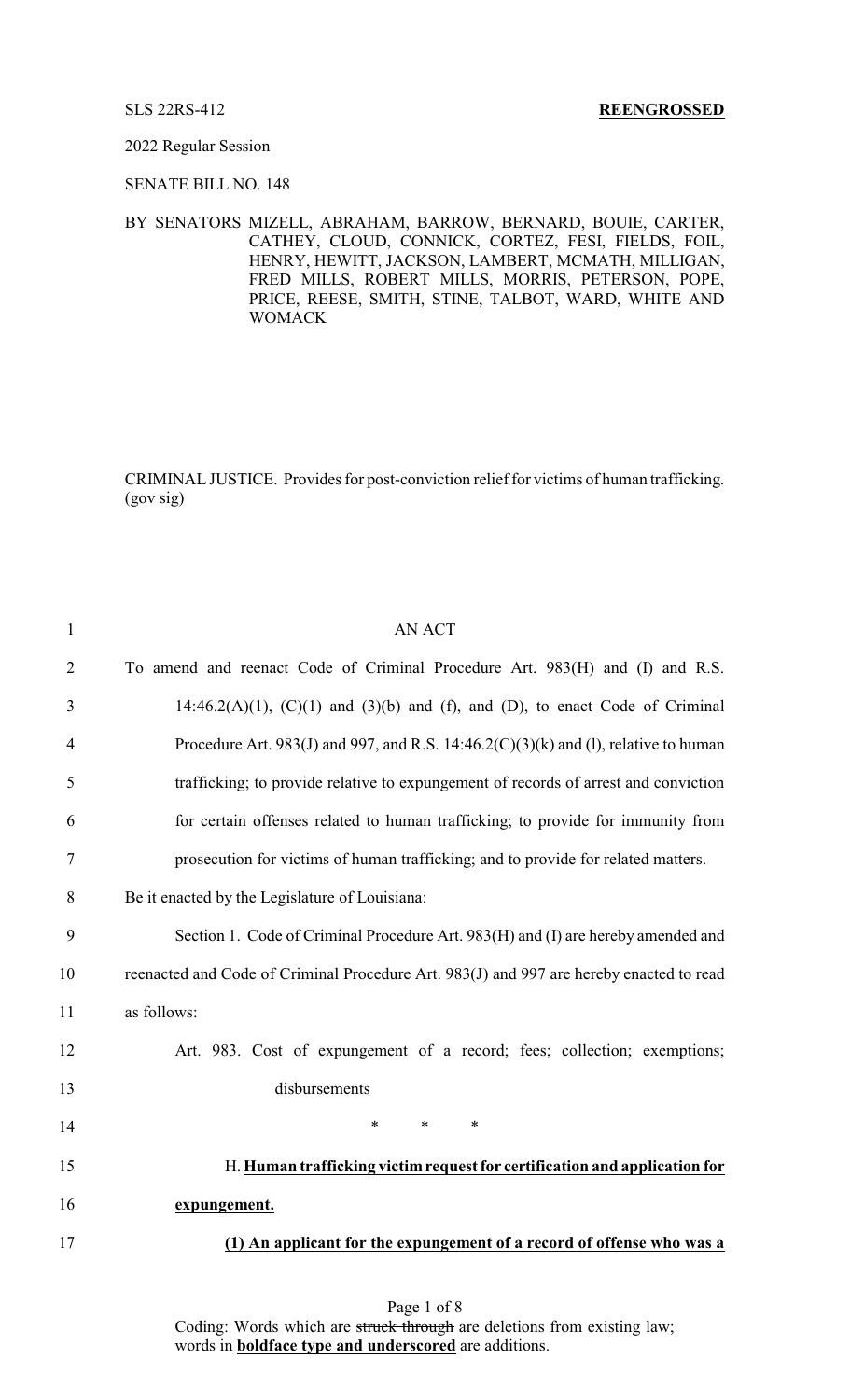SLS 22RS-412 **REENGROSSED**

2022 Regular Session

SENATE BILL NO. 148

BY SENATORS MIZELL, ABRAHAM, BARROW, BERNARD, BOUIE, CARTER, CATHEY, CLOUD, CONNICK, CORTEZ, FESI, FIELDS, FOIL, HENRY, HEWITT, JACKSON, LAMBERT, MCMATH, MILLIGAN, FRED MILLS, ROBERT MILLS, MORRIS, PETERSON, POPE, PRICE, REESE, SMITH, STINE, TALBOT, WARD, WHITE AND WOMACK

CRIMINAL JUSTICE. Provides for post-conviction relief for victims of human trafficking. (gov sig)

AN ACT

To amend and reenact Code of Criminal Procedure Art. 983(H) and (I) and R.S. 14:46.2(A)(1), (C)(1) and (3)(b) and (f), and (D), to enact Code of Criminal Procedure Art. 983(J) and 997, and R.S. 14:46.2(C)(3)(k) and (l), relative to human trafficking; to provide relative to expungement of records of arrest and conviction for certain offenses related to human trafficking; to provide for immunity from prosecution for victims of human trafficking; and to provide for related matters.

Be it enacted by the Legislature of Louisiana:

Section 1. Code of Criminal Procedure Art. 983(H) and (I) are hereby amended and reenacted and Code of Criminal Procedure Art. 983(J) and 997 are hereby enacted to read as follows:

Art. 983. Cost of expungement of a record; fees; collection; exemptions; disbursements

\* \* \*

H. **Human trafficking victim request for certification and application for expungement.**

**(1) An applicant for the expungement of a record of offense who was a**

Coding: Words which are ~~struck through~~ are deletions from existing law; words in **boldface type and underscored** are additions.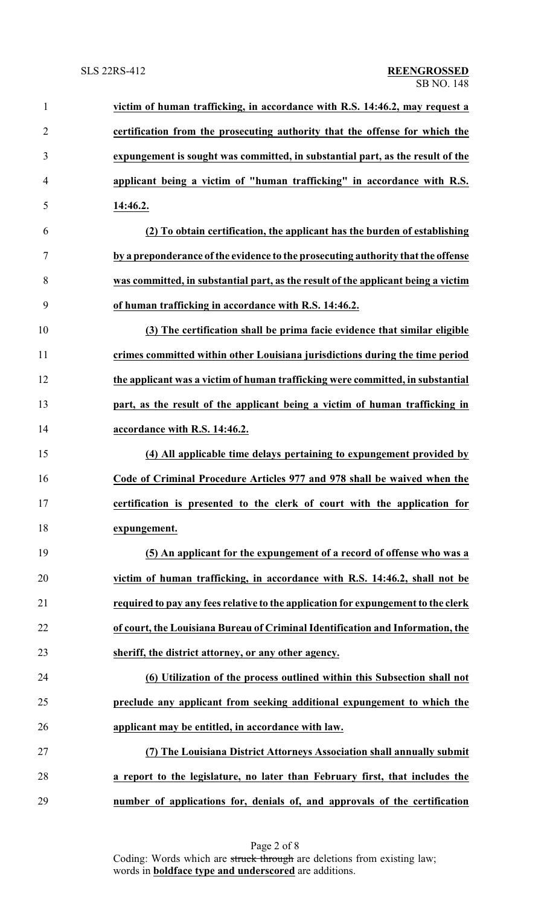**victim of human trafficking, in accordance with R.S. 14:46.2, may request a certification from the prosecuting authority that the offense for which the expungement is sought was committed, in substantial part, as the result of the applicant being a victim of "human trafficking" in accordance with R.S. 14:46.2.**

**(2) To obtain certification, the applicant has the burden of establishing by a preponderance of the evidence to the prosecuting authority that the offense was committed, in substantial part, as the result of the applicant being a victim of human trafficking in accordance with R.S. 14:46.2.**

**(3) The certification shall be prima facie evidence that similar eligible crimes committed within other Louisiana jurisdictions during the time period the applicant was a victim of human trafficking were committed, in substantial part, as the result of the applicant being a victim of human trafficking in accordance with R.S. 14:46.2.**

**(4) All applicable time delays pertaining to expungement provided by Code of Criminal Procedure Articles 977 and 978 shall be waived when the certification is presented to the clerk of court with the application for expungement.**

**(5) An applicant for the expungement of a record of offense who was a victim of human trafficking, in accordance with R.S. 14:46.2, shall not be required to pay any fees relative to the application for expungement to the clerk of court, the Louisiana Bureau of Criminal Identification and Information, the sheriff, the district attorney, or any other agency.**

**(6) Utilization of the process outlined within this Subsection shall not preclude any applicant from seeking additional expungement to which the applicant may be entitled, in accordance with law.**

**(7) The Louisiana District Attorneys Association shall annually submit a report to the legislature, no later than February first, that includes the number of applications for, denials of, and approvals of the certification**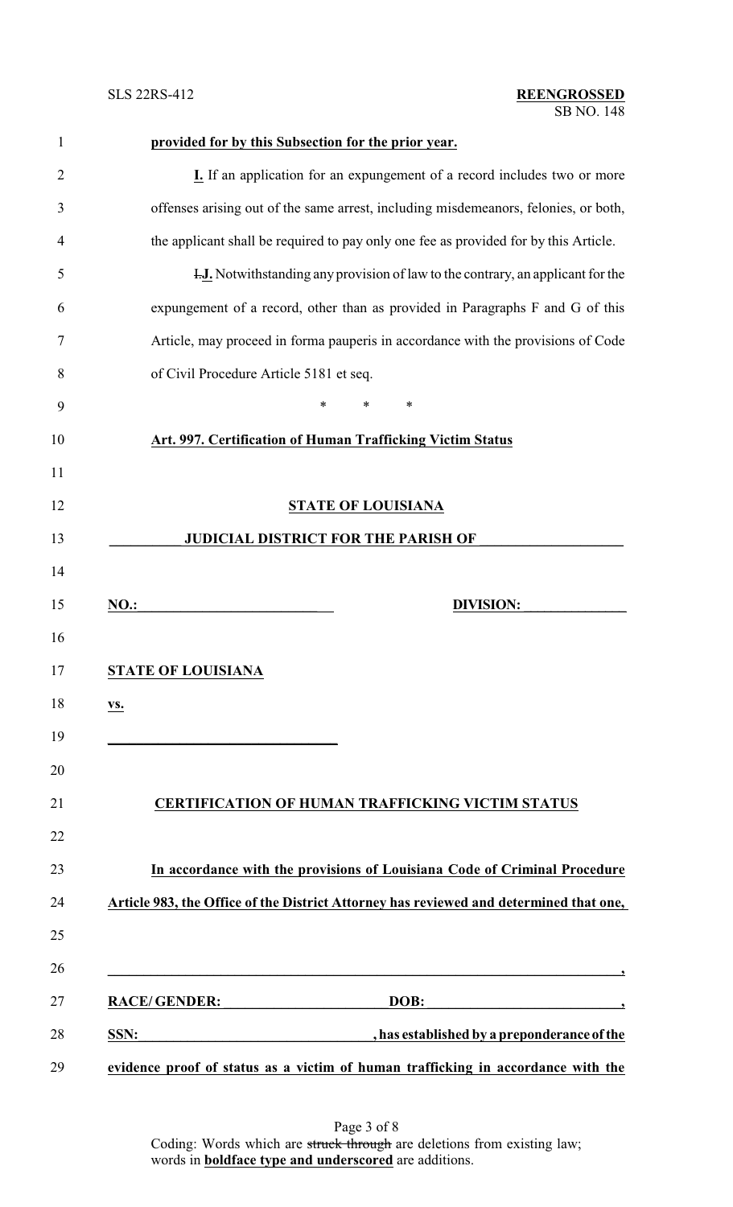**provided for by this Subsection for the prior year.**

**I.** If an application for an expungement of a record includes two or more offenses arising out of the same arrest, including misdemeanors, felonies, or both, the applicant shall be required to pay only one fee as provided for by this Article.

~~I.~~**J.** Notwithstanding any provision of law to the contrary, an applicant for the expungement of a record, other than as provided in Paragraphs F and G of this Article, may proceed in forma pauperis in accordance with the provisions of Code of Civil Procedure Article 5181 et seq.

\* \* \*

**Art. 997. Certification of Human Trafficking Victim Status**

**STATE OF LOUISIANA**

**\_\_\_\_\_\_\_\_\_\_ JUDICIAL DISTRICT FOR THE PARISH OF \_\_\_\_\_\_\_\_\_\_\_\_\_\_\_\_\_\_\_\_**

**NO.: \_\_\_\_\_\_\_\_\_\_\_\_\_\_\_\_\_\_\_\_\_\_\_\_\_\_\_\_ DIVISION: \_\_\_\_\_\_\_\_\_\_\_\_\_\_\_**

**STATE OF LOUISIANA**

**vs.**

**\_\_\_\_\_\_\_\_\_\_\_\_\_\_\_\_\_\_\_\_\_\_\_\_\_\_\_\_\_\_\_\_**

**CERTIFICATION OF HUMAN TRAFFICKING VICTIM STATUS**

**In accordance with the provisions of Louisiana Code of Criminal Procedure Article 983, the Office of the District Attorney has reviewed and determined that one,**

**\_\_\_\_\_\_\_\_\_\_\_\_\_\_\_\_\_\_\_\_\_\_\_\_\_\_\_\_\_\_\_\_\_\_\_\_\_\_\_\_\_\_\_\_\_\_\_\_\_\_\_\_\_\_\_\_\_\_\_\_\_\_\_\_\_\_\_\_\_\_\_,**

**RACE/ GENDER: \_\_\_\_\_\_\_\_\_\_\_\_\_\_\_\_\_\_\_\_\_\_\_\_ DOB: \_\_\_\_\_\_\_\_\_\_\_\_\_\_\_\_\_\_\_\_\_\_\_\_\_\_\_\_,**

**SSN: \_\_\_\_\_\_\_\_\_\_\_\_\_\_\_\_\_\_\_\_\_\_\_\_\_\_\_\_\_\_\_\_\_\_, has established by a preponderance of the evidence proof of status as a victim of human trafficking in accordance with the**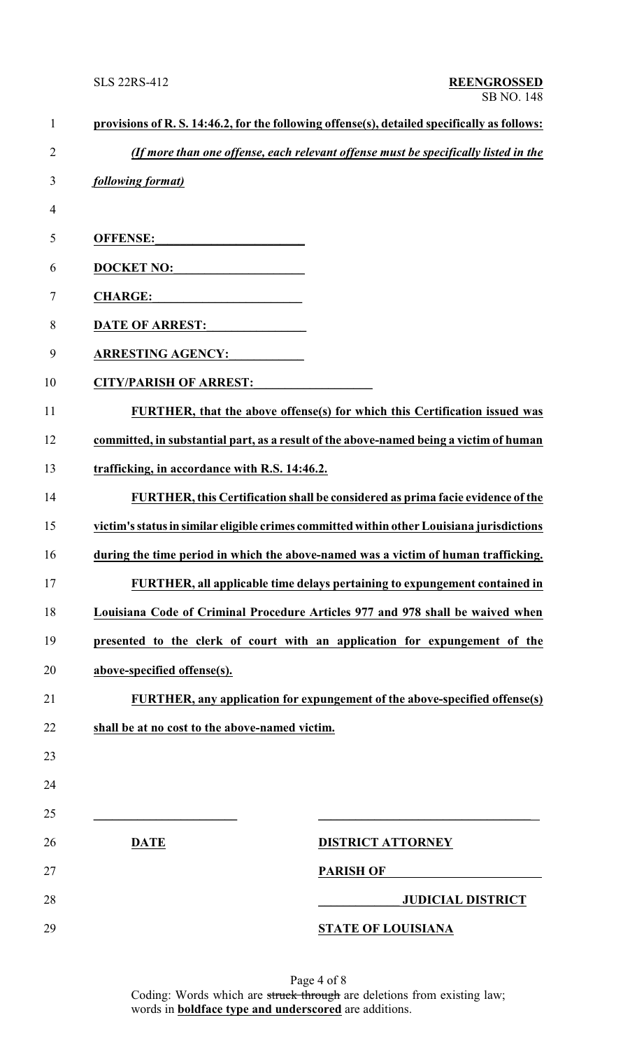**provisions of R. S. 14:46.2, for the following offense(s), detailed specifically as follows:**

***(If more than one offense, each relevant offense must be specifically listed in the following format)***

**OFFENSE:________________________**

**DOCKET NO:______________________**

**CHARGE:_________________________**

**DATE OF ARREST:_________________**

**ARRESTING AGENCY:_______________**

**CITY/PARISH OF ARREST:___________________**

**FURTHER, that the above offense(s) for which this Certification issued was committed, in substantial part, as a result of the above-named being a victim of human trafficking, in accordance with R.S. 14:46.2.**

**FURTHER, this Certification shall be considered as prima facie evidence of the victim's status in similar eligible crimes committed within other Louisiana jurisdictions during the time period in which the above-named was a victim of human trafficking.**

**FURTHER, all applicable time delays pertaining to expungement contained in Louisiana Code of Criminal Procedure Articles 977 and 978 shall be waived when presented to the clerk of court with an application for expungement of the above-specified offense(s).**

**FURTHER, any application for expungement of the above-specified offense(s) shall be at no cost to the above-named victim.**

________________________ &nbsp;&nbsp;&nbsp;&nbsp;&nbsp;&nbsp;&nbsp;&nbsp; ____________________________________

**DATE** &nbsp;&nbsp;&nbsp;&nbsp;&nbsp;&nbsp;&nbsp;&nbsp; **DISTRICT ATTORNEY**

**PARISH OF________________________**

**_____________ JUDICIAL DISTRICT**

**STATE OF LOUISIANA**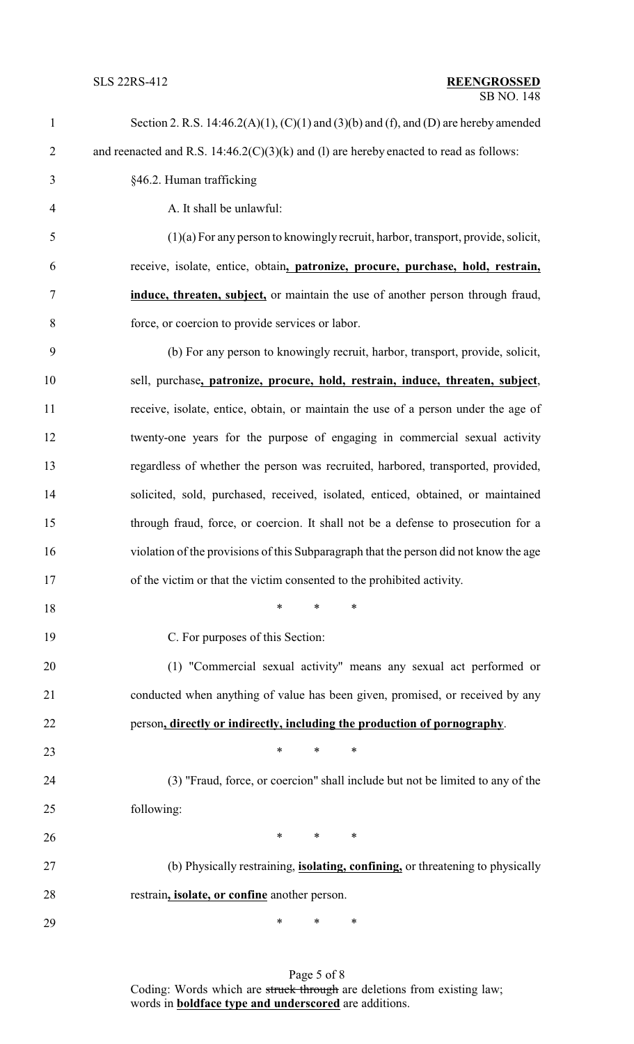Section 2. R.S. 14:46.2(A)(1), (C)(1) and (3)(b) and (f), and (D) are hereby amended and reenacted and R.S. 14:46.2(C)(3)(k) and (l) are hereby enacted to read as follows:

§46.2. Human trafficking

A. It shall be unlawful:

(1)(a) For any person to knowingly recruit, harbor, transport, provide, solicit, receive, isolate, entice, obtain**, patronize, procure, purchase, hold, restrain, induce, threaten, subject,** or maintain the use of another person through fraud, force, or coercion to provide services or labor.

(b) For any person to knowingly recruit, harbor, transport, provide, solicit, sell, purchase**, patronize, procure, hold, restrain, induce, threaten, subject**, receive, isolate, entice, obtain, or maintain the use of a person under the age of twenty-one years for the purpose of engaging in commercial sexual activity regardless of whether the person was recruited, harbored, transported, provided, solicited, sold, purchased, received, isolated, enticed, obtained, or maintained through fraud, force, or coercion. It shall not be a defense to prosecution for a violation of the provisions of this Subparagraph that the person did not know the age of the victim or that the victim consented to the prohibited activity.

\* \* \*

C. For purposes of this Section:

(1) "Commercial sexual activity" means any sexual act performed or conducted when anything of value has been given, promised, or received by any person**, directly or indirectly, including the production of pornography**.

\* \* \*

(3) "Fraud, force, or coercion" shall include but not be limited to any of the following:

\* \* \*

(b) Physically restraining, **isolating, confining,** or threatening to physically restrain**, isolate, or confine** another person.

\* \* \*

Coding: Words which are ~~struck through~~ are deletions from existing law; words in **boldface type and underscored** are additions.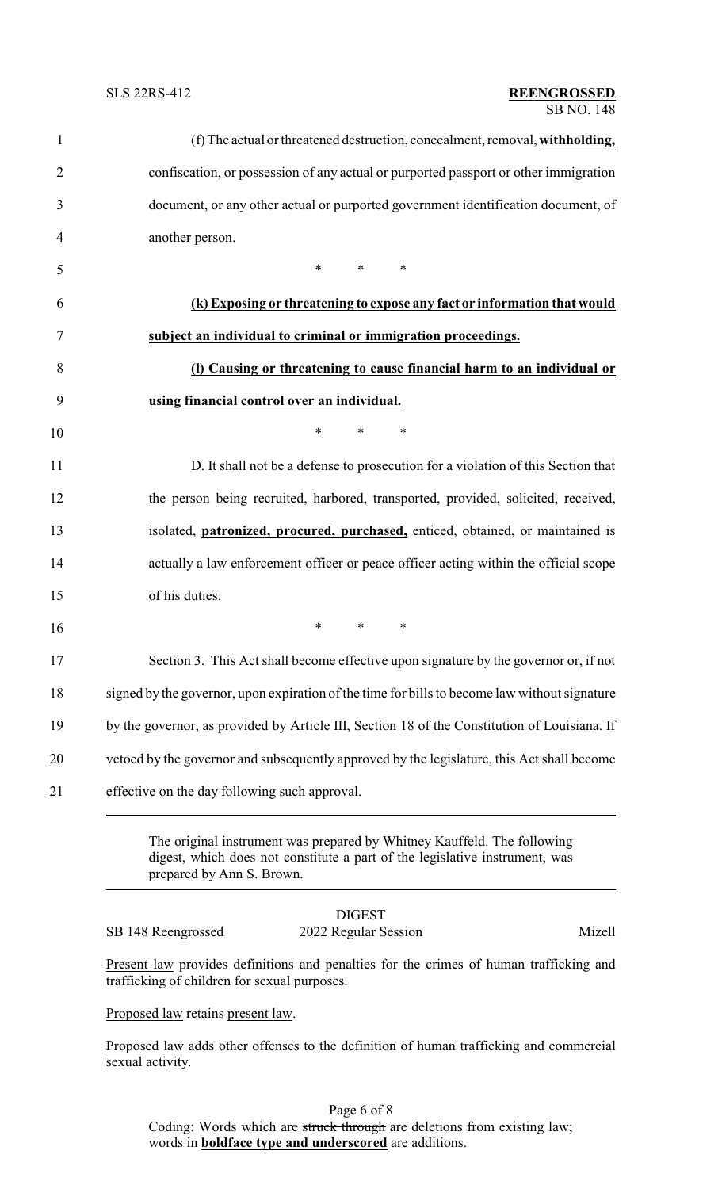(f) The actual or threatened destruction, concealment, removal, **withholding,** confiscation, or possession of any actual or purported passport or other immigration document, or any other actual or purported government identification document, of another person.

\* \* \*

**(k) Exposing or threatening to expose any fact or information that would subject an individual to criminal or immigration proceedings.**

**(l) Causing or threatening to cause financial harm to an individual or using financial control over an individual.**

\* \* \*

D. It shall not be a defense to prosecution for a violation of this Section that the person being recruited, harbored, transported, provided, solicited, received, isolated, **patronized, procured, purchased,** enticed, obtained, or maintained is actually a law enforcement officer or peace officer acting within the official scope of his duties.

\* \* \*

Section 3. This Act shall become effective upon signature by the governor or, if not signed by the governor, upon expiration of the time for bills to become law without signature by the governor, as provided by Article III, Section 18 of the Constitution of Louisiana. If vetoed by the governor and subsequently approved by the legislature, this Act shall become effective on the day following such approval.

---

The original instrument was prepared by Whitney Kauffeld. The following digest, which does not constitute a part of the legislative instrument, was prepared by Ann S. Brown.

---

DIGEST

SB 148 Reengrossed — 2022 Regular Session — Mizell

Present law provides definitions and penalties for the crimes of human trafficking and trafficking of children for sexual purposes.

Proposed law retains present law.

Proposed law adds other offenses to the definition of human trafficking and commercial sexual activity.

Coding: Words which are ~~struck through~~ are deletions from existing law; words in **boldface type and underscored** are additions.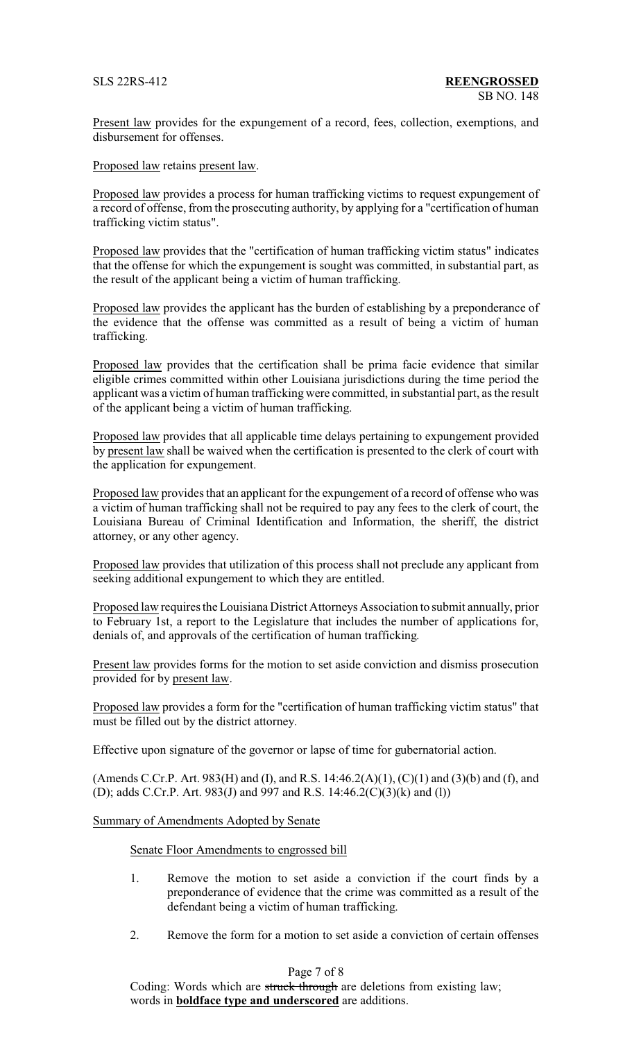Present law provides for the expungement of a record, fees, collection, exemptions, and disbursement for offenses.

Proposed law retains present law.

Proposed law provides a process for human trafficking victims to request expungement of a record of offense, from the prosecuting authority, by applying for a "certification of human trafficking victim status".

Proposed law provides that the "certification of human trafficking victim status" indicates that the offense for which the expungement is sought was committed, in substantial part, as the result of the applicant being a victim of human trafficking.

Proposed law provides the applicant has the burden of establishing by a preponderance of the evidence that the offense was committed as a result of being a victim of human trafficking.

Proposed law provides that the certification shall be prima facie evidence that similar eligible crimes committed within other Louisiana jurisdictions during the time period the applicant was a victim of human trafficking were committed, in substantial part, as the result of the applicant being a victim of human trafficking.

Proposed law provides that all applicable time delays pertaining to expungement provided by present law shall be waived when the certification is presented to the clerk of court with the application for expungement.

Proposed law provides that an applicant for the expungement of a record of offense who was a victim of human trafficking shall not be required to pay any fees to the clerk of court, the Louisiana Bureau of Criminal Identification and Information, the sheriff, the district attorney, or any other agency.

Proposed law provides that utilization of this process shall not preclude any applicant from seeking additional expungement to which they are entitled.

Proposed law requires the Louisiana District Attorneys Association to submit annually, prior to February 1st, a report to the Legislature that includes the number of applications for, denials of, and approvals of the certification of human trafficking.

Present law provides forms for the motion to set aside conviction and dismiss prosecution provided for by present law.

Proposed law provides a form for the "certification of human trafficking victim status" that must be filled out by the district attorney.

Effective upon signature of the governor or lapse of time for gubernatorial action.

(Amends C.Cr.P. Art. 983(H) and (I), and R.S. 14:46.2(A)(1), (C)(1) and (3)(b) and (f), and (D); adds C.Cr.P. Art. 983(J) and 997 and R.S. 14:46.2(C)(3)(k) and (l))

Summary of Amendments Adopted by Senate

Senate Floor Amendments to engrossed bill

1. Remove the motion to set aside a conviction if the court finds by a preponderance of evidence that the crime was committed as a result of the defendant being a victim of human trafficking.

2. Remove the form for a motion to set aside a conviction of certain offenses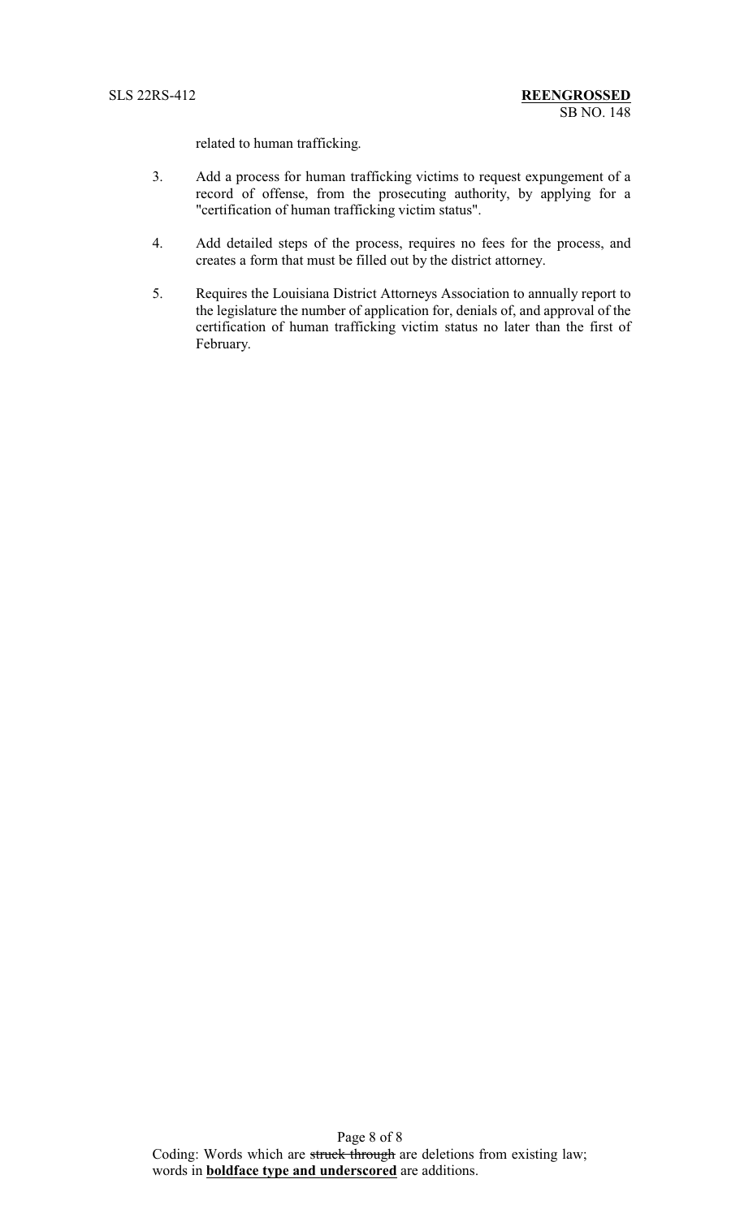related to human trafficking.

3. Add a process for human trafficking victims to request expungement of a record of offense, from the prosecuting authority, by applying for a "certification of human trafficking victim status".

4. Add detailed steps of the process, requires no fees for the process, and creates a form that must be filled out by the district attorney.

5. Requires the Louisiana District Attorneys Association to annually report to the legislature the number of application for, denials of, and approval of the certification of human trafficking victim status no later than the first of February.

Coding: Words which are ~~struck through~~ are deletions from existing law; words in **boldface type and underscored** are additions.